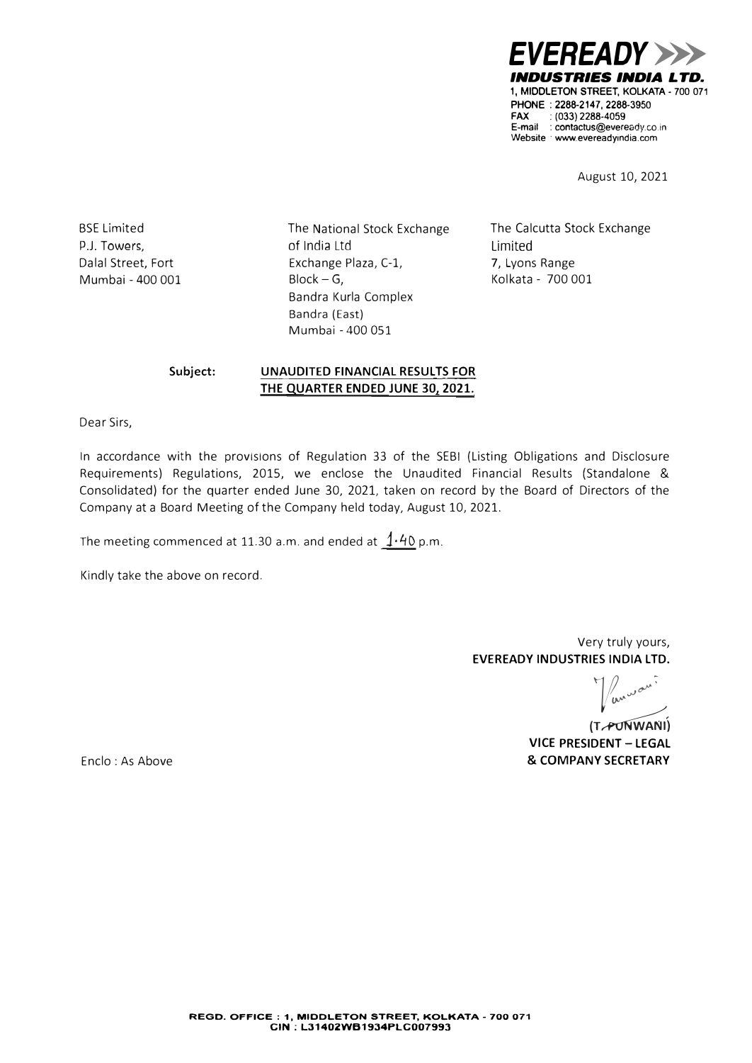**EVEREADY INDUSTRIES INDIA LTD.**
1, MIDDLETON STREET, KOLKATA - 700 071
PHONE : 2288-2147, 2288-3950
FAX : (033) 2288-4059
E-mail : contactus@eveready.co.in
Website : www.evereadyindia.com

August 10, 2021

BSE Limited
P.J. Towers,
Dalal Street, Fort
Mumbai - 400 001

The National Stock Exchange of India Ltd
Exchange Plaza, C-1,
Block – G,
Bandra Kurla Complex
Bandra (East)
Mumbai - 400 051

The Calcutta Stock Exchange Limited
7, Lyons Range
Kolkata - 700 001

**Subject: UNAUDITED FINANCIAL RESULTS FOR THE QUARTER ENDED JUNE 30, 2021.**

Dear Sirs,

In accordance with the provisions of Regulation 33 of the SEBI (Listing Obligations and Disclosure Requirements) Regulations, 2015, we enclose the Unaudited Financial Results (Standalone & Consolidated) for the quarter ended June 30, 2021, taken on record by the Board of Directors of the Company at a Board Meeting of the Company held today, August 10, 2021.

The meeting commenced at 11.30 a.m. and ended at 1.40 p.m.

Kindly take the above on record.

Very truly yours,
**EVEREADY INDUSTRIES INDIA LTD.**

**(T. PUNWANI)**
**VICE PRESIDENT – LEGAL & COMPANY SECRETARY**

Enclo : As Above

REGD. OFFICE : 1, MIDDLETON STREET, KOLKATA - 700 071
CIN : L31402WB1934PLC007993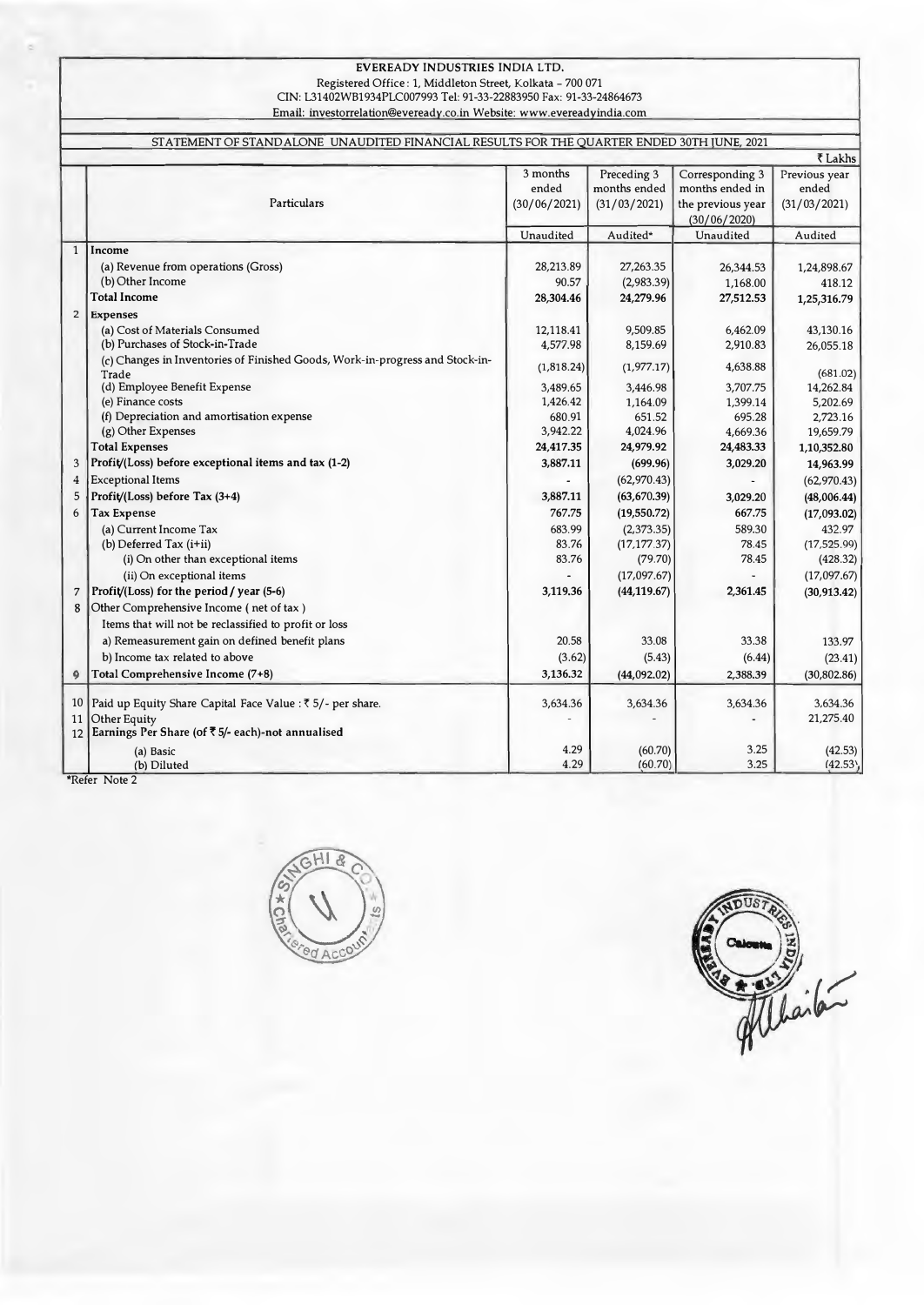**EVEREADY INDUSTRIES INDIA LTD.**

Registered Office : 1, Middleton Street, Kolkata - 700 071

CIN: L31402WB1934PLC007993 Tel: 91-33-22883950 Fax: 91-33-24864673

Email: investorrelation@eveready.co.in Website: www.evereadyindia.com

STATEMENT OF STANDALONE UNAUDITED FINANCIAL RESULTS FOR THE QUARTER ENDED 30TH JUNE, 2021

₹ Lakhs

| | Particulars | 3 months ended (30/06/2021) | Preceding 3 months ended (31/03/2021) | Corresponding 3 months ended in the previous year (30/06/2020) | Previous year ended (31/03/2021) |
|---|---|---|---|---|---|
| | | Unaudited | Audited* | Unaudited | Audited |
| 1 | **Income** | | | | |
| | (a) Revenue from operations (Gross) | 28,213.89 | 27,263.35 | 26,344.53 | 1,24,898.67 |
| | (b) Other Income | 90.57 | (2,983.39) | 1,168.00 | 418.12 |
| | **Total Income** | **28,304.46** | **24,279.96** | **27,512.53** | **1,25,316.79** |
| 2 | **Expenses** | | | | |
| | (a) Cost of Materials Consumed | 12,118.41 | 9,509.85 | 6,462.09 | 43,130.16 |
| | (b) Purchases of Stock-in-Trade | 4,577.98 | 8,159.69 | 2,910.83 | 26,055.18 |
| | (c) Changes in Inventories of Finished Goods, Work-in-progress and Stock-in-Trade | (1,818.24) | (1,977.17) | 4,638.88 | (681.02) |
| | (d) Employee Benefit Expense | 3,489.65 | 3,446.98 | 3,707.75 | 14,262.84 |
| | (e) Finance costs | 1,426.42 | 1,164.09 | 1,399.14 | 5,202.69 |
| | (f) Depreciation and amortisation expense | 680.91 | 651.52 | 695.28 | 2,723.16 |
| | (g) Other Expenses | 3,942.22 | 4,024.96 | 4,669.36 | 19,659.79 |
| | **Total Expenses** | **24,417.35** | **24,979.92** | **24,483.33** | **1,10,352.80** |
| 3 | **Profit/(Loss) before exceptional items and tax (1-2)** | **3,887.11** | **(699.96)** | **3,029.20** | **14,963.99** |
| 4 | Exceptional Items | - | (62,970.43) | - | (62,970.43) |
| 5 | **Profit/(Loss) before Tax (3+4)** | **3,887.11** | **(63,670.39)** | **3,029.20** | **(48,006.44)** |
| 6 | **Tax Expense** | **767.75** | **(19,550.72)** | **667.75** | **(17,093.02)** |
| | (a) Current Income Tax | 683.99 | (2,373.35) | 589.30 | 432.97 |
| | (b) Deferred Tax (i+ii) | 83.76 | (17,177.37) | 78.45 | (17,525.99) |
| | (i) On other than exceptional items | 83.76 | (79.70) | 78.45 | (428.32) |
| | (ii) On exceptional items | - | (17,097.67) | - | (17,097.67) |
| 7 | **Profit/(Loss) for the period / year (5-6)** | **3,119.36** | **(44,119.67)** | **2,361.45** | **(30,913.42)** |
| 8 | Other Comprehensive Income ( net of tax ) | | | | |
| | Items that will not be reclassified to profit or loss | | | | |
| | a) Remeasurement gain on defined benefit plans | 20.58 | 33.08 | 33.38 | 133.97 |
| | b) Income tax related to above | (3.62) | (5.43) | (6.44) | (23.41) |
| 9 | **Total Comprehensive Income (7+8)** | **3,136.32** | **(44,092.02)** | **2,388.39** | **(30,802.86)** |
| 10 | Paid up Equity Share Capital Face Value : ₹ 5/- per share. | 3,634.36 | 3,634.36 | 3,634.36 | 3,634.36 |
| 11 | Other Equity | - | - | - | 21,275.40 |
| 12 | **Earnings Per Share (of ₹ 5/- each)-not annualised** | | | | |
| | (a) Basic | 4.29 | (60.70) | 3.25 | (42.53) |
| | (b) Diluted | 4.29 | (60.70) | 3.25 | (42.53) |

*Refer Note 2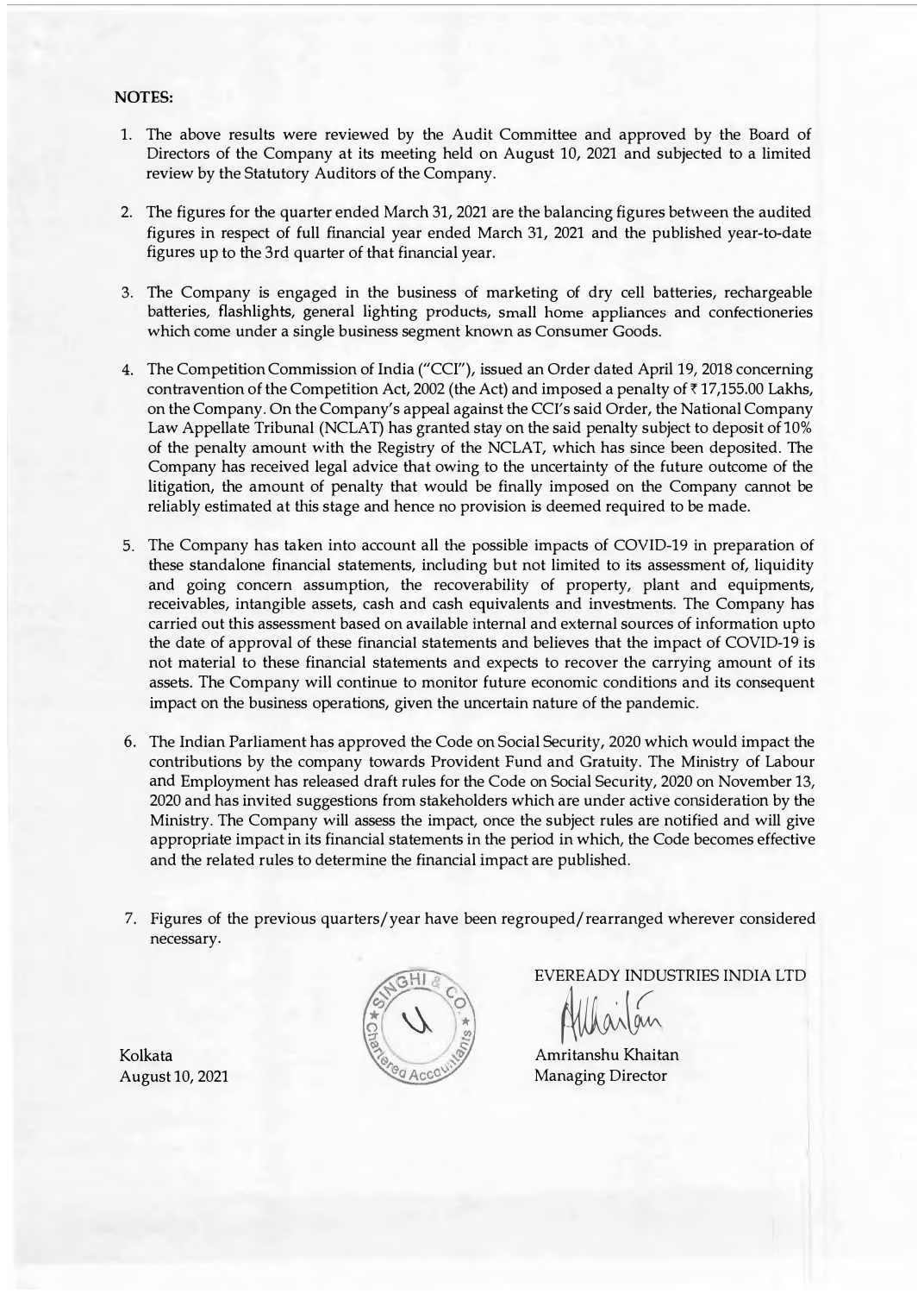**NOTES:**

1. The above results were reviewed by the Audit Committee and approved by the Board of Directors of the Company at its meeting held on August 10, 2021 and subjected to a limited review by the Statutory Auditors of the Company.

2. The figures for the quarter ended March 31, 2021 are the balancing figures between the audited figures in respect of full financial year ended March 31, 2021 and the published year-to-date figures up to the 3rd quarter of that financial year.

3. The Company is engaged in the business of marketing of dry cell batteries, rechargeable batteries, flashlights, general lighting products, small home appliances and confectioneries which come under a single business segment known as Consumer Goods.

4. The Competition Commission of India ("CCI"), issued an Order dated April 19, 2018 concerning contravention of the Competition Act, 2002 (the Act) and imposed a penalty of ₹ 17,155.00 Lakhs, on the Company. On the Company's appeal against the CCI's said Order, the National Company Law Appellate Tribunal (NCLAT) has granted stay on the said penalty subject to deposit of 10% of the penalty amount with the Registry of the NCLAT, which has since been deposited. The Company has received legal advice that owing to the uncertainty of the future outcome of the litigation, the amount of penalty that would be finally imposed on the Company cannot be reliably estimated at this stage and hence no provision is deemed required to be made.

5. The Company has taken into account all the possible impacts of COVID-19 in preparation of these standalone financial statements, including but not limited to its assessment of, liquidity and going concern assumption, the recoverability of property, plant and equipments, receivables, intangible assets, cash and cash equivalents and investments. The Company has carried out this assessment based on available internal and external sources of information upto the date of approval of these financial statements and believes that the impact of COVID-19 is not material to these financial statements and expects to recover the carrying amount of its assets. The Company will continue to monitor future economic conditions and its consequent impact on the business operations, given the uncertain nature of the pandemic.

6. The Indian Parliament has approved the Code on Social Security, 2020 which would impact the contributions by the company towards Provident Fund and Gratuity. The Ministry of Labour and Employment has released draft rules for the Code on Social Security, 2020 on November 13, 2020 and has invited suggestions from stakeholders which are under active consideration by the Ministry. The Company will assess the impact, once the subject rules are notified and will give appropriate impact in its financial statements in the period in which, the Code becomes effective and the related rules to determine the financial impact are published.

7. Figures of the previous quarters/year have been regrouped/rearranged wherever considered necessary.

EVEREADY INDUSTRIES INDIA LTD

Amritanshu Khaitan
Managing Director

Kolkata
August 10, 2021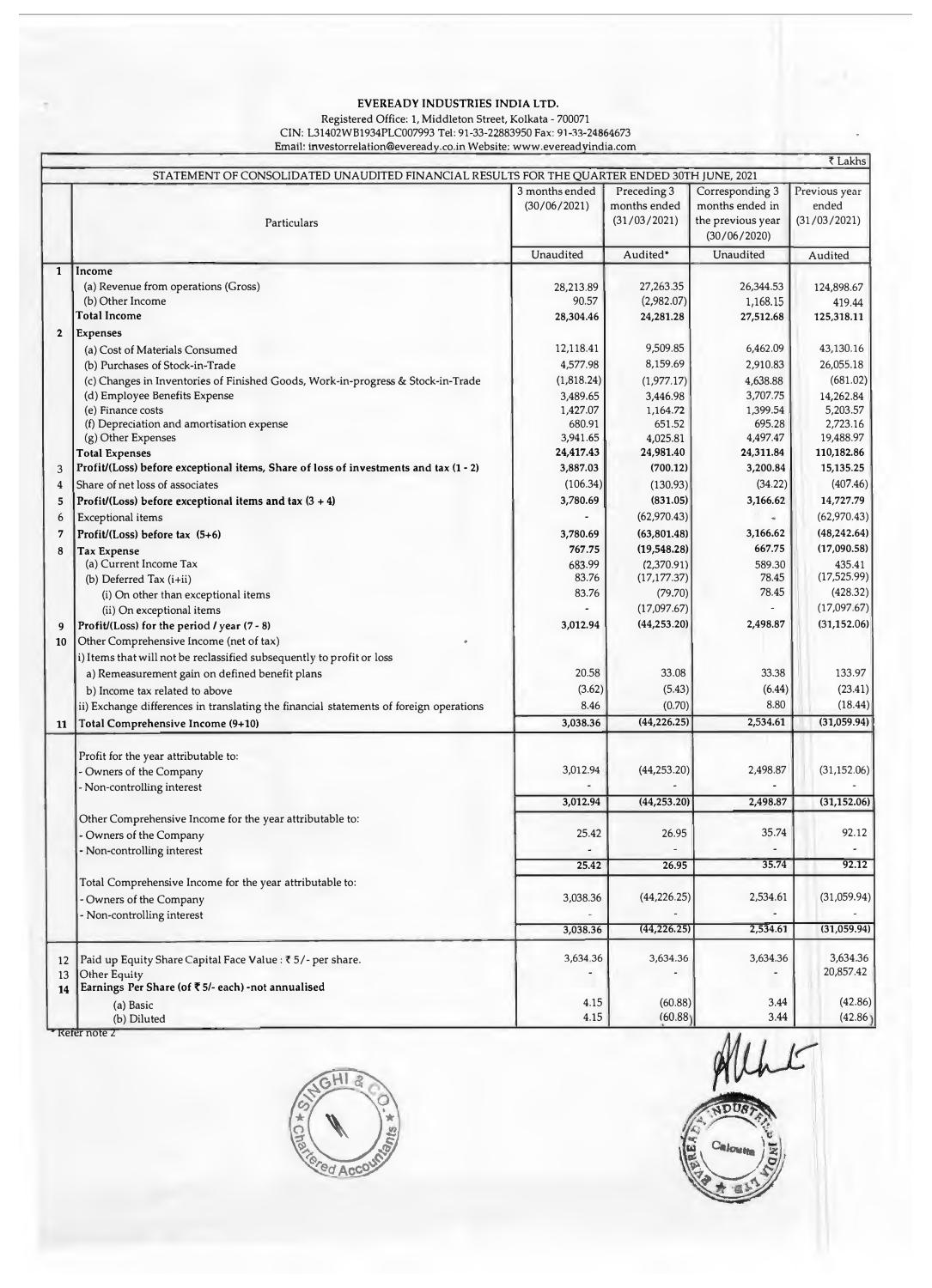# EVEREADY INDUSTRIES INDIA LTD.

Registered Office: 1, Middleton Street, Kolkata - 700071
CIN: L31402WB1934PLC007993 Tel: 91-33-22883950 Fax: 91-33-24864673
Email: investorrelation@eveready.co.in Website: www.evereadyindia.com

₹ Lakhs

STATEMENT OF CONSOLIDATED UNAUDITED FINANCIAL RESULTS FOR THE QUARTER ENDED 30TH JUNE, 2021

| | Particulars | 3 months ended (30/06/2021) | Preceding 3 months ended (31/03/2021) | Corresponding 3 months ended in the previous year (30/06/2020) | Previous year ended (31/03/2021) |
|---|---|---|---|---|---|
| | | Unaudited | Audited* | Unaudited | Audited |
| **1** | **Income** | | | | |
| | (a) Revenue from operations (Gross) | 28,213.89 | 27,263.35 | 26,344.53 | 124,898.67 |
| | (b) Other Income | 90.57 | (2,982.07) | 1,168.15 | 419.44 |
| | **Total Income** | **28,304.46** | **24,281.28** | **27,512.68** | **125,318.11** |
| **2** | **Expenses** | | | | |
| | (a) Cost of Materials Consumed | 12,118.41 | 9,509.85 | 6,462.09 | 43,130.16 |
| | (b) Purchases of Stock-in-Trade | 4,577.98 | 8,159.69 | 2,910.83 | 26,055.18 |
| | (c) Changes in Inventories of Finished Goods, Work-in-progress & Stock-in-Trade | (1,818.24) | (1,977.17) | 4,638.88 | (681.02) |
| | (d) Employee Benefits Expense | 3,489.65 | 3,446.98 | 3,707.75 | 14,262.84 |
| | (e) Finance costs | 1,427.07 | 1,164.72 | 1,399.54 | 5,203.57 |
| | (f) Depreciation and amortisation expense | 680.91 | 651.52 | 695.28 | 2,723.16 |
| | (g) Other Expenses | 3,941.65 | 4,025.81 | 4,497.47 | 19,488.97 |
| | **Total Expenses** | **24,417.43** | **24,981.40** | **24,311.84** | **110,182.86** |
| 3 | **Profit/(Loss) before exceptional items, Share of loss of investments and tax (1 - 2)** | **3,887.03** | **(700.12)** | **3,200.84** | **15,135.25** |
| 4 | Share of net loss of associates | (106.34) | (130.93) | (34.22) | (407.46) |
| 5 | **Profit/(Loss) before exceptional items and tax (3 + 4)** | **3,780.69** | **(831.05)** | **3,166.62** | **14,727.79** |
| 6 | Exceptional items | - | (62,970.43) | - | (62,970.43) |
| 7 | **Profit/(Loss) before tax (5+6)** | **3,780.69** | **(63,801.48)** | **3,166.62** | **(48,242.64)** |
| 8 | **Tax Expense** | **767.75** | **(19,548.28)** | **667.75** | **(17,090.58)** |
| | (a) Current Income Tax | 683.99 | (2,370.91) | 589.30 | 435.41 |
| | (b) Deferred Tax (i+ii) | 83.76 | (17,177.37) | 78.45 | (17,525.99) |
| | (i) On other than exceptional items | 83.76 | (79.70) | 78.45 | (428.32) |
| | (ii) On exceptional items | - | (17,097.67) | - | (17,097.67) |
| 9 | **Profit/(Loss) for the period / year (7 - 8)** | **3,012.94** | **(44,253.20)** | **2,498.87** | **(31,152.06)** |
| 10 | Other Comprehensive Income (net of tax) | | | | |
| | i) Items that will not be reclassified subsequently to profit or loss | | | | |
| | a) Remeasurement gain on defined benefit plans | 20.58 | 33.08 | 33.38 | 133.97 |
| | b) Income tax related to above | (3.62) | (5.43) | (6.44) | (23.41) |
| | ii) Exchange differences in translating the financial statements of foreign operations | 8.46 | (0.70) | 8.80 | (18.44) |
| 11 | **Total Comprehensive Income (9+10)** | **3,038.36** | **(44,226.25)** | **2,534.61** | **(31,059.94)** |
| | Profit for the year attributable to: | | | | |
| | - Owners of the Company | 3,012.94 | (44,253.20) | 2,498.87 | (31,152.06) |
| | - Non-controlling interest | - | - | - | - |
| | | **3,012.94** | **(44,253.20)** | **2,498.87** | **(31,152.06)** |
| | Other Comprehensive Income for the year attributable to: | | | | |
| | - Owners of the Company | 25.42 | 26.95 | 35.74 | 92.12 |
| | - Non-controlling interest | - | - | - | - |
| | | **25.42** | **26.95** | **35.74** | **92.12** |
| | Total Comprehensive Income for the year attributable to: | | | | |
| | - Owners of the Company | 3,038.36 | (44,226.25) | 2,534.61 | (31,059.94) |
| | - Non-controlling interest | - | - | - | - |
| | | **3,038.36** | **(44,226.25)** | **2,534.61** | **(31,059.94)** |
| 12 | Paid up Equity Share Capital Face Value : ₹ 5/- per share. | 3,634.36 | 3,634.36 | 3,634.36 | 3,634.36 |
| 13 | Other Equity | - | - | - | 20,857.42 |
| 14 | **Earnings Per Share (of ₹ 5/- each) -not annualised** | | | | |
| | (a) Basic | 4.15 | (60.88) | 3.44 | (42.86) |
| | (b) Diluted | 4.15 | (60.88) | 3.44 | (42.86) |

\* Refer note 2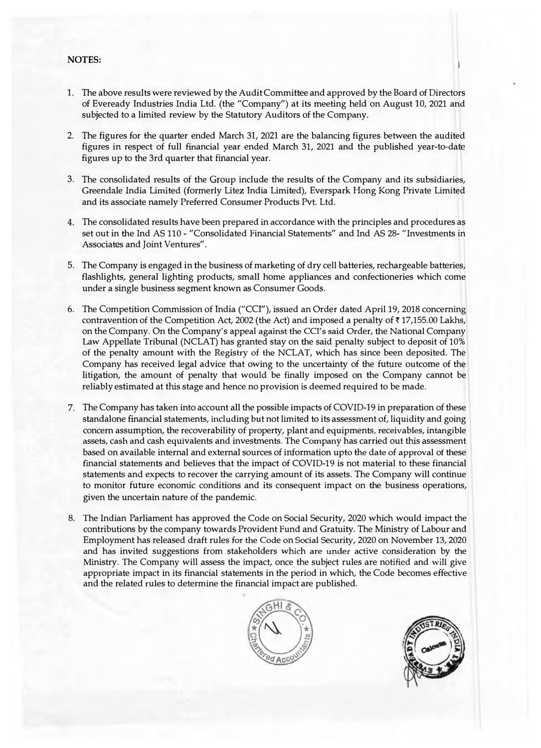**NOTES:**

1. The above results were reviewed by the Audit Committee and approved by the Board of Directors of Eveready Industries India Ltd. (the "Company") at its meeting held on August 10, 2021 and subjected to a limited review by the Statutory Auditors of the Company.

2. The figures for the quarter ended March 31, 2021 are the balancing figures between the audited figures in respect of full financial year ended March 31, 2021 and the published year-to-date figures up to the 3rd quarter that financial year.

3. The consolidated results of the Group include the results of the Company and its subsidiaries, Greendale India Limited (formerly Litez India Limited), Everspark Hong Kong Private Limited and its associate namely Preferred Consumer Products Pvt. Ltd.

4. The consolidated results have been prepared in accordance with the principles and procedures as set out in the Ind AS 110 - "Consolidated Financial Statements" and Ind AS 28- "Investments in Associates and Joint Ventures".

5. The Company is engaged in the business of marketing of dry cell batteries, rechargeable batteries, flashlights, general lighting products, small home appliances and confectioneries which come under a single business segment known as Consumer Goods.

6. The Competition Commission of India ("CCI"), issued an Order dated April 19, 2018 concerning contravention of the Competition Act, 2002 (the Act) and imposed a penalty of ₹ 17,155.00 Lakhs, on the Company. On the Company's appeal against the CCI's said Order, the National Company Law Appellate Tribunal (NCLAT) has granted stay on the said penalty subject to deposit of 10% of the penalty amount with the Registry of the NCLAT, which has since been deposited. The Company has received legal advice that owing to the uncertainty of the future outcome of the litigation, the amount of penalty that would be finally imposed on the Company cannot be reliably estimated at this stage and hence no provision is deemed required to be made.

7. The Company has taken into account all the possible impacts of COVID-19 in preparation of these standalone financial statements, including but not limited to its assessment of, liquidity and going concern assumption, the recoverability of property, plant and equipments, receivables, intangible assets, cash and cash equivalents and investments. The Company has carried out this assessment based on available internal and external sources of information upto the date of approval of these financial statements and believes that the impact of COVID-19 is not material to these financial statements and expects to recover the carrying amount of its assets. The Company will continue to monitor future economic conditions and its consequent impact on the business operations, given the uncertain nature of the pandemic.

8. The Indian Parliament has approved the Code on Social Security, 2020 which would impact the contributions by the company towards Provident Fund and Gratuity. The Ministry of Labour and Employment has released draft rules for the Code on Social Security, 2020 on November 13, 2020 and has invited suggestions from stakeholders which are under active consideration by the Ministry. The Company will assess the impact, once the subject rules are notified and will give appropriate impact in its financial statements in the period in which, the Code becomes effective and the related rules to determine the financial impact are published.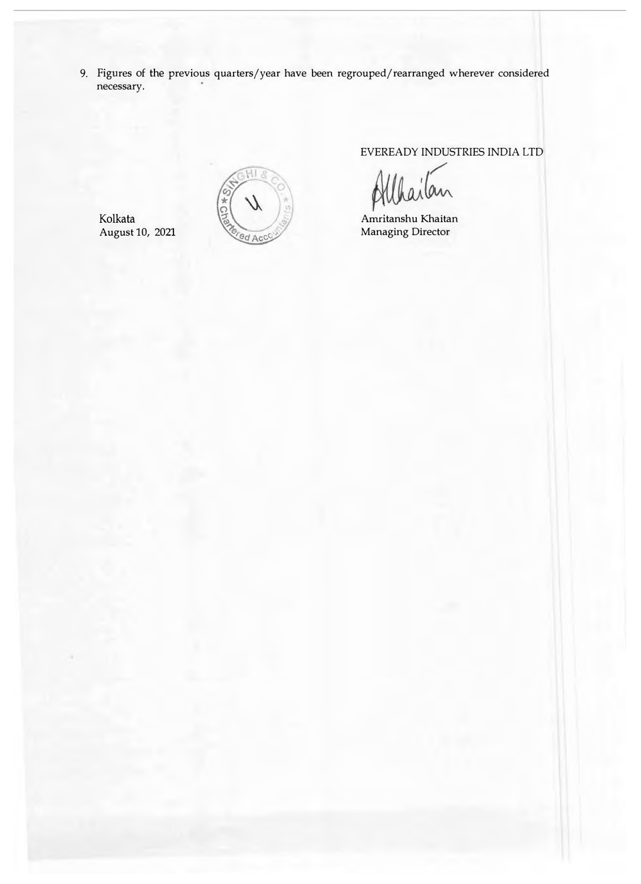9. Figures of the previous quarters/year have been regrouped/rearranged wherever considered necessary.

EVEREADY INDUSTRIES INDIA LTD

Amritanshu Khaitan
Managing Director

Kolkata
August 10, 2021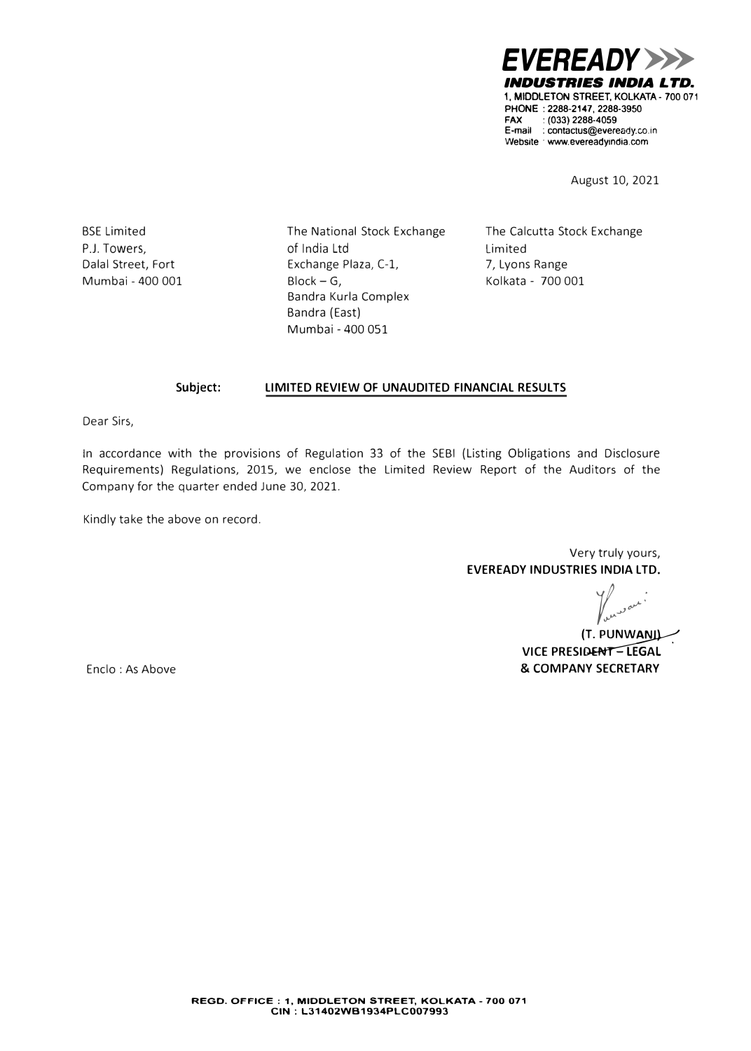**EVEREADY**

**INDUSTRIES INDIA LTD.**

1, MIDDLETON STREET, KOLKATA - 700 071
PHONE : 2288-2147, 2288-3950
FAX : (033) 2288-4059
E-mail : contactus@eveready.co.in
Website : www.evereadyindia.com

August 10, 2021

BSE Limited
P.J. Towers,
Dalal Street, Fort
Mumbai - 400 001

The National Stock Exchange of India Ltd
Exchange Plaza, C-1,
Block – G,
Bandra Kurla Complex
Bandra (East)
Mumbai - 400 051

The Calcutta Stock Exchange Limited
7, Lyons Range
Kolkata - 700 001

**Subject: LIMITED REVIEW OF UNAUDITED FINANCIAL RESULTS**

Dear Sirs,

In accordance with the provisions of Regulation 33 of the SEBI (Listing Obligations and Disclosure Requirements) Regulations, 2015, we enclose the Limited Review Report of the Auditors of the Company for the quarter ended June 30, 2021.

Kindly take the above on record.

Very truly yours,
**EVEREADY INDUSTRIES INDIA LTD.**

**(T. PUNWANI)**
**VICE PRESIDENT – LEGAL**
**& COMPANY SECRETARY**

Enclo : As Above

REGD. OFFICE : 1, MIDDLETON STREET, KOLKATA - 700 071
CIN : L31402WB1934PLC007993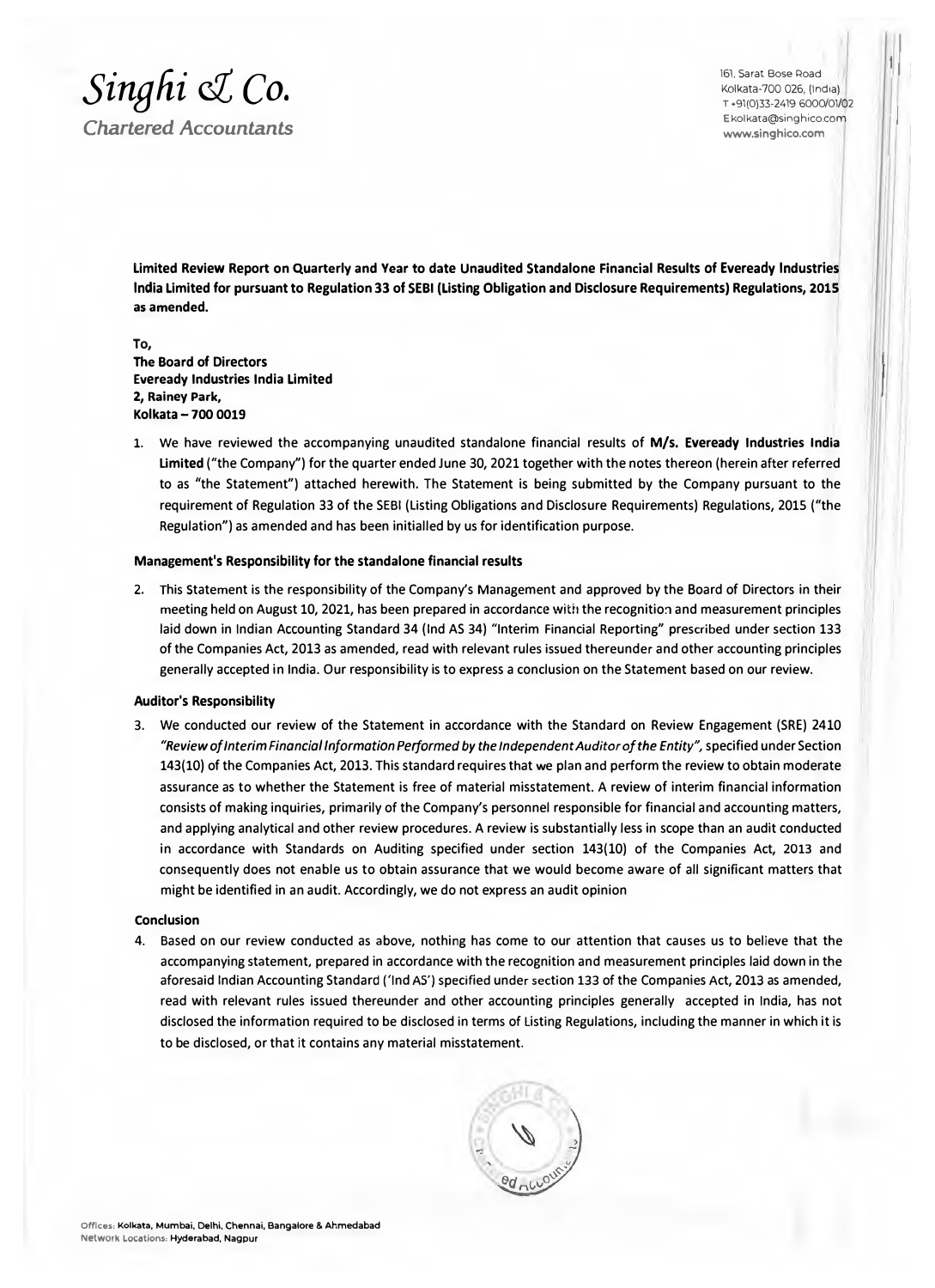# Singhi & Co.

*Chartered Accountants*

161, Sarat Bose Road
Kolkata-700 026, (India)
T +91(0)33-2419 6000/01/02
E kolkata@singhico.com
www.singhico.com

**Limited Review Report on Quarterly and Year to date Unaudited Standalone Financial Results of Eveready Industries India Limited for pursuant to Regulation 33 of SEBI (Listing Obligation and Disclosure Requirements) Regulations, 2015 as amended.**

**To,**
**The Board of Directors**
**Eveready Industries India Limited**
**2, Rainey Park,**
**Kolkata – 700 0019**

1. We have reviewed the accompanying unaudited standalone financial results of **M/s. Eveready Industries India Limited** ("the Company") for the quarter ended June 30, 2021 together with the notes thereon (herein after referred to as "the Statement") attached herewith. The Statement is being submitted by the Company pursuant to the requirement of Regulation 33 of the SEBI (Listing Obligations and Disclosure Requirements) Regulations, 2015 ("the Regulation") as amended and has been initialled by us for identification purpose.

**Management's Responsibility for the standalone financial results**

2. This Statement is the responsibility of the Company's Management and approved by the Board of Directors in their meeting held on August 10, 2021, has been prepared in accordance with the recognition and measurement principles laid down in Indian Accounting Standard 34 (Ind AS 34) "Interim Financial Reporting" prescribed under section 133 of the Companies Act, 2013 as amended, read with relevant rules issued thereunder and other accounting principles generally accepted in India. Our responsibility is to express a conclusion on the Statement based on our review.

**Auditor's Responsibility**

3. We conducted our review of the Statement in accordance with the Standard on Review Engagement (SRE) 2410 *"Review of Interim Financial Information Performed by the Independent Auditor of the Entity"*, specified under Section 143(10) of the Companies Act, 2013. This standard requires that we plan and perform the review to obtain moderate assurance as to whether the Statement is free of material misstatement. A review of interim financial information consists of making inquiries, primarily of the Company's personnel responsible for financial and accounting matters, and applying analytical and other review procedures. A review is substantially less in scope than an audit conducted in accordance with Standards on Auditing specified under section 143(10) of the Companies Act, 2013 and consequently does not enable us to obtain assurance that we would become aware of all significant matters that might be identified in an audit. Accordingly, we do not express an audit opinion

**Conclusion**

4. Based on our review conducted as above, nothing has come to our attention that causes us to believe that the accompanying statement, prepared in accordance with the recognition and measurement principles laid down in the aforesaid Indian Accounting Standard ('Ind AS') specified under section 133 of the Companies Act, 2013 as amended, read with relevant rules issued thereunder and other accounting principles generally accepted in India, has not disclosed the information required to be disclosed in terms of Listing Regulations, including the manner in which it is to be disclosed, or that it contains any material misstatement.

Offices: Kolkata, Mumbai, Delhi, Chennai, Bangalore & Ahmedabad
Network Locations: Hyderabad, Nagpur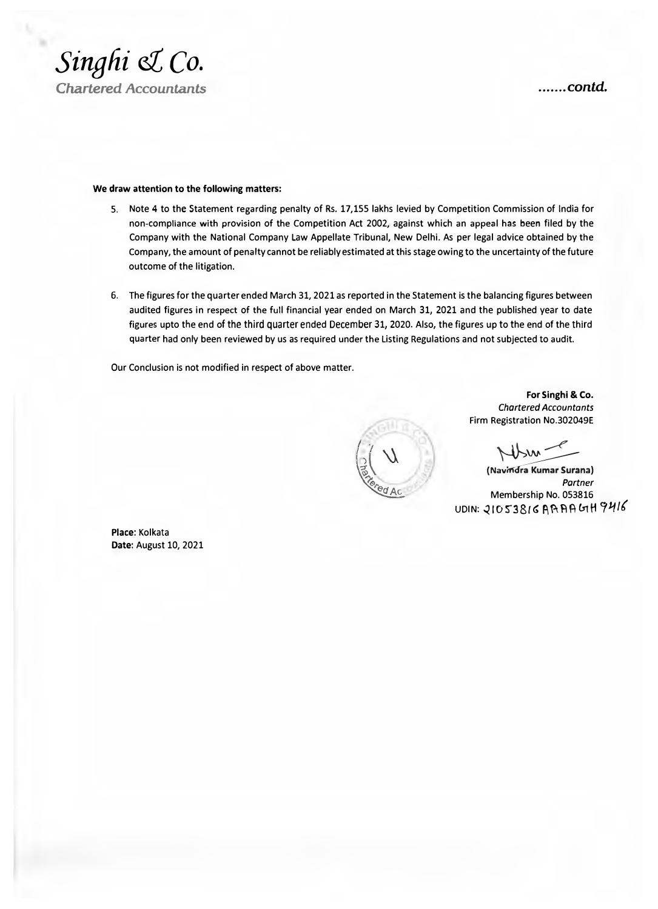**We draw attention to the following matters:**

5. Note 4 to the Statement regarding penalty of Rs. 17,155 lakhs levied by Competition Commission of India for non-compliance with provision of the Competition Act 2002, against which an appeal has been filed by the Company with the National Company Law Appellate Tribunal, New Delhi. As per legal advice obtained by the Company, the amount of penalty cannot be reliably estimated at this stage owing to the uncertainty of the future outcome of the litigation.

6. The figures for the quarter ended March 31, 2021 as reported in the Statement is the balancing figures between audited figures in respect of the full financial year ended on March 31, 2021 and the published year to date figures upto the end of the third quarter ended December 31, 2020. Also, the figures up to the end of the third quarter had only been reviewed by us as required under the Listing Regulations and not subjected to audit.

Our Conclusion is not modified in respect of above matter.

**For Singhi & Co.**
*Chartered Accountants*
Firm Registration No.302049E

**(Navindra Kumar Surana)**
*Partner*
Membership No. 053816
UDIN: 21053816AAAAGH9416

**Place:** Kolkata
**Date:** August 10, 2021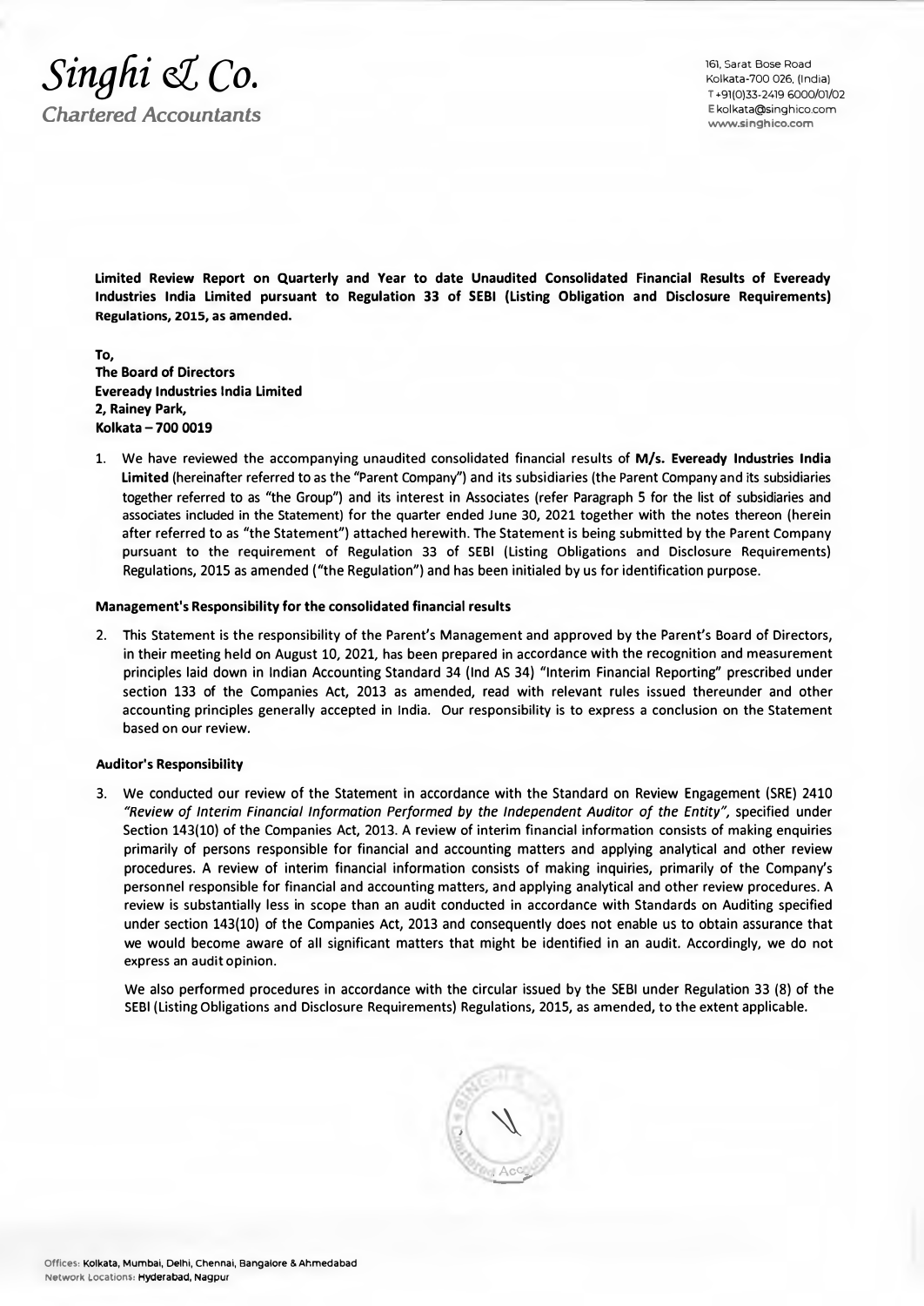# Singhi & Co.

*Chartered Accountants*

161, Sarat Bose Road
Kolkata-700 026, (India)
T +91(0)33-2419 6000/01/02
E kolkata@singhico.com
www.singhico.com

**Limited Review Report on Quarterly and Year to date Unaudited Consolidated Financial Results of Eveready Industries India Limited pursuant to Regulation 33 of SEBI (Listing Obligation and Disclosure Requirements) Regulations, 2015, as amended.**

**To,**
**The Board of Directors**
**Eveready Industries India Limited**
**2, Rainey Park,**
**Kolkata – 700 0019**

1. We have reviewed the accompanying unaudited consolidated financial results of **M/s. Eveready Industries India Limited** (hereinafter referred to as the "Parent Company") and its subsidiaries (the Parent Company and its subsidiaries together referred to as "the Group") and its interest in Associates (refer Paragraph 5 for the list of subsidiaries and associates included in the Statement) for the quarter ended June 30, 2021 together with the notes thereon (herein after referred to as "the Statement") attached herewith. The Statement is being submitted by the Parent Company pursuant to the requirement of Regulation 33 of SEBI (Listing Obligations and Disclosure Requirements) Regulations, 2015 as amended ("the Regulation") and has been initialed by us for identification purpose.

**Management's Responsibility for the consolidated financial results**

2. This Statement is the responsibility of the Parent's Management and approved by the Parent's Board of Directors, in their meeting held on August 10, 2021, has been prepared in accordance with the recognition and measurement principles laid down in Indian Accounting Standard 34 (Ind AS 34) "Interim Financial Reporting" prescribed under section 133 of the Companies Act, 2013 as amended, read with relevant rules issued thereunder and other accounting principles generally accepted in India. Our responsibility is to express a conclusion on the Statement based on our review.

**Auditor's Responsibility**

3. We conducted our review of the Statement in accordance with the Standard on Review Engagement (SRE) 2410 *"Review of Interim Financial Information Performed by the Independent Auditor of the Entity"*, specified under Section 143(10) of the Companies Act, 2013. A review of interim financial information consists of making enquiries primarily of persons responsible for financial and accounting matters and applying analytical and other review procedures. A review of interim financial information consists of making inquiries, primarily of the Company's personnel responsible for financial and accounting matters, and applying analytical and other review procedures. A review is substantially less in scope than an audit conducted in accordance with Standards on Auditing specified under section 143(10) of the Companies Act, 2013 and consequently does not enable us to obtain assurance that we would become aware of all significant matters that might be identified in an audit. Accordingly, we do not express an audit opinion.

   We also performed procedures in accordance with the circular issued by the SEBI under Regulation 33 (8) of the SEBI (Listing Obligations and Disclosure Requirements) Regulations, 2015, as amended, to the extent applicable.

Offices: Kolkata, Mumbai, Delhi, Chennai, Bangalore & Ahmedabad
Network Locations: Hyderabad, Nagpur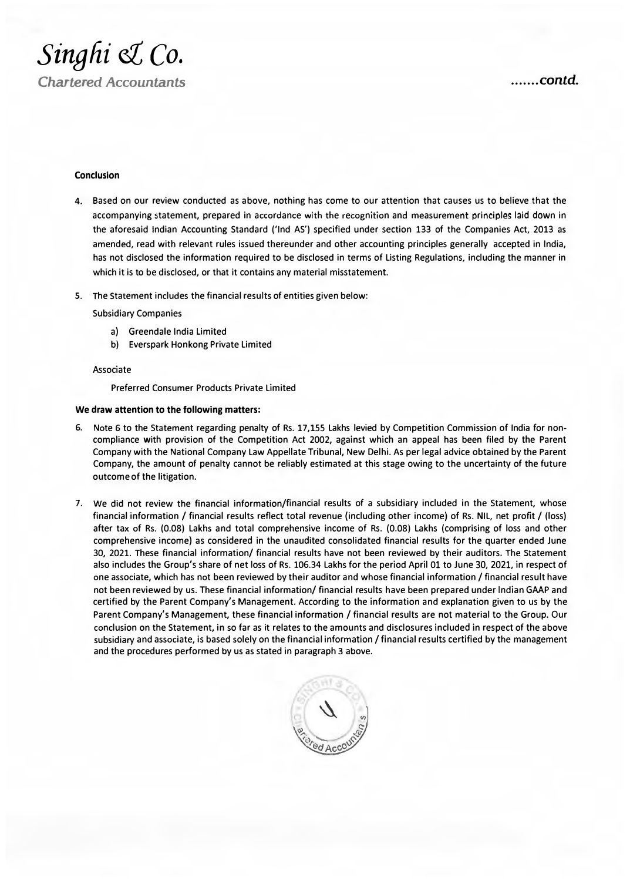**Conclusion**

4. Based on our review conducted as above, nothing has come to our attention that causes us to believe that the accompanying statement, prepared in accordance with the recognition and measurement principles laid down in the aforesaid Indian Accounting Standard ('Ind AS') specified under section 133 of the Companies Act, 2013 as amended, read with relevant rules issued thereunder and other accounting principles generally accepted in India, has not disclosed the information required to be disclosed in terms of Listing Regulations, including the manner in which it is to be disclosed, or that it contains any material misstatement.

5. The Statement includes the financial results of entities given below:

   Subsidiary Companies

   a) Greendale India Limited
   b) Everspark Honkong Private Limited

   Associate

   Preferred Consumer Products Private Limited

**We draw attention to the following matters:**

6. Note 6 to the Statement regarding penalty of Rs. 17,155 Lakhs levied by Competition Commission of India for non-compliance with provision of the Competition Act 2002, against which an appeal has been filed by the Parent Company with the National Company Law Appellate Tribunal, New Delhi. As per legal advice obtained by the Parent Company, the amount of penalty cannot be reliably estimated at this stage owing to the uncertainty of the future outcome of the litigation.

7. We did not review the financial information/financial results of a subsidiary included in the Statement, whose financial information / financial results reflect total revenue (including other income) of Rs. NIL, net profit / (loss) after tax of Rs. (0.08) Lakhs and total comprehensive income of Rs. (0.08) Lakhs (comprising of loss and other comprehensive income) as considered in the unaudited consolidated financial results for the quarter ended June 30, 2021. These financial information/ financial results have not been reviewed by their auditors. The Statement also includes the Group's share of net loss of Rs. 106.34 Lakhs for the period April 01 to June 30, 2021, in respect of one associate, which has not been reviewed by their auditor and whose financial information / financial result have not been reviewed by us. These financial information/ financial results have been prepared under Indian GAAP and certified by the Parent Company's Management. According to the information and explanation given to us by the Parent Company's Management, these financial information / financial results are not material to the Group. Our conclusion on the Statement, in so far as it relates to the amounts and disclosures included in respect of the above subsidiary and associate, is based solely on the financial information / financial results certified by the management and the procedures performed by us as stated in paragraph 3 above.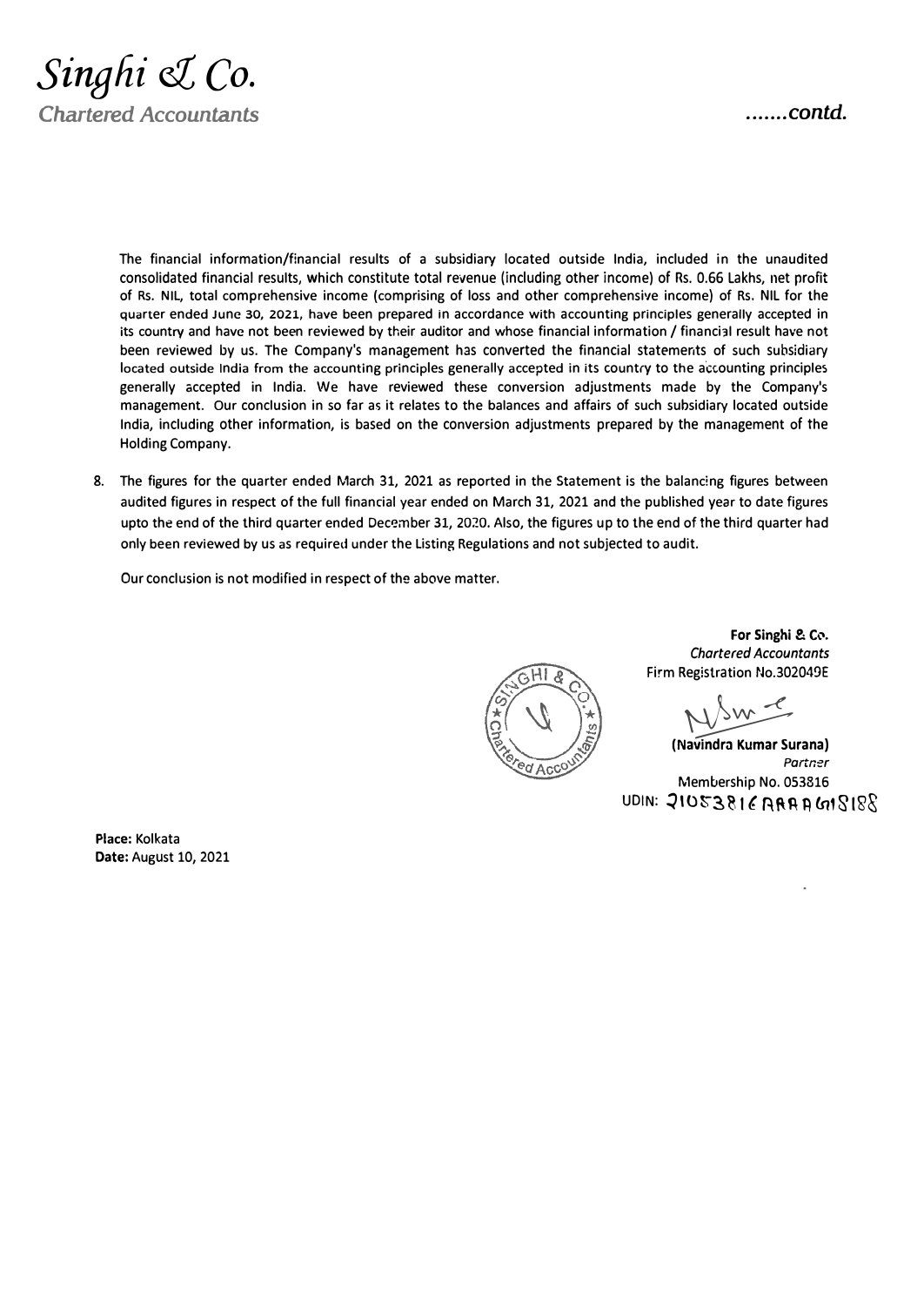The financial information/financial results of a subsidiary located outside India, included in the unaudited consolidated financial results, which constitute total revenue (including other income) of Rs. 0.66 Lakhs, net profit of Rs. NIL, total comprehensive income (comprising of loss and other comprehensive income) of Rs. NIL for the quarter ended June 30, 2021, have been prepared in accordance with accounting principles generally accepted in its country and have not been reviewed by their auditor and whose financial information / financial result have not been reviewed by us. The Company's management has converted the financial statements of such subsidiary located outside India from the accounting principles generally accepted in its country to the accounting principles generally accepted in India. We have reviewed these conversion adjustments made by the Company's management. Our conclusion in so far as it relates to the balances and affairs of such subsidiary located outside India, including other information, is based on the conversion adjustments prepared by the management of the Holding Company.

8. The figures for the quarter ended March 31, 2021 as reported in the Statement is the balancing figures between audited figures in respect of the full financial year ended on March 31, 2021 and the published year to date figures upto the end of the third quarter ended December 31, 2020. Also, the figures up to the end of the third quarter had only been reviewed by us as required under the Listing Regulations and not subjected to audit.

Our conclusion is not modified in respect of the above matter.

**For Singhi & Co.**
*Chartered Accountants*
Firm Registration No.302049E

**(Navindra Kumar Surana)**
*Partner*
Membership No. 053816
UDIN: 21053816AAAAGN8188

**Place:** Kolkata
**Date:** August 10, 2021